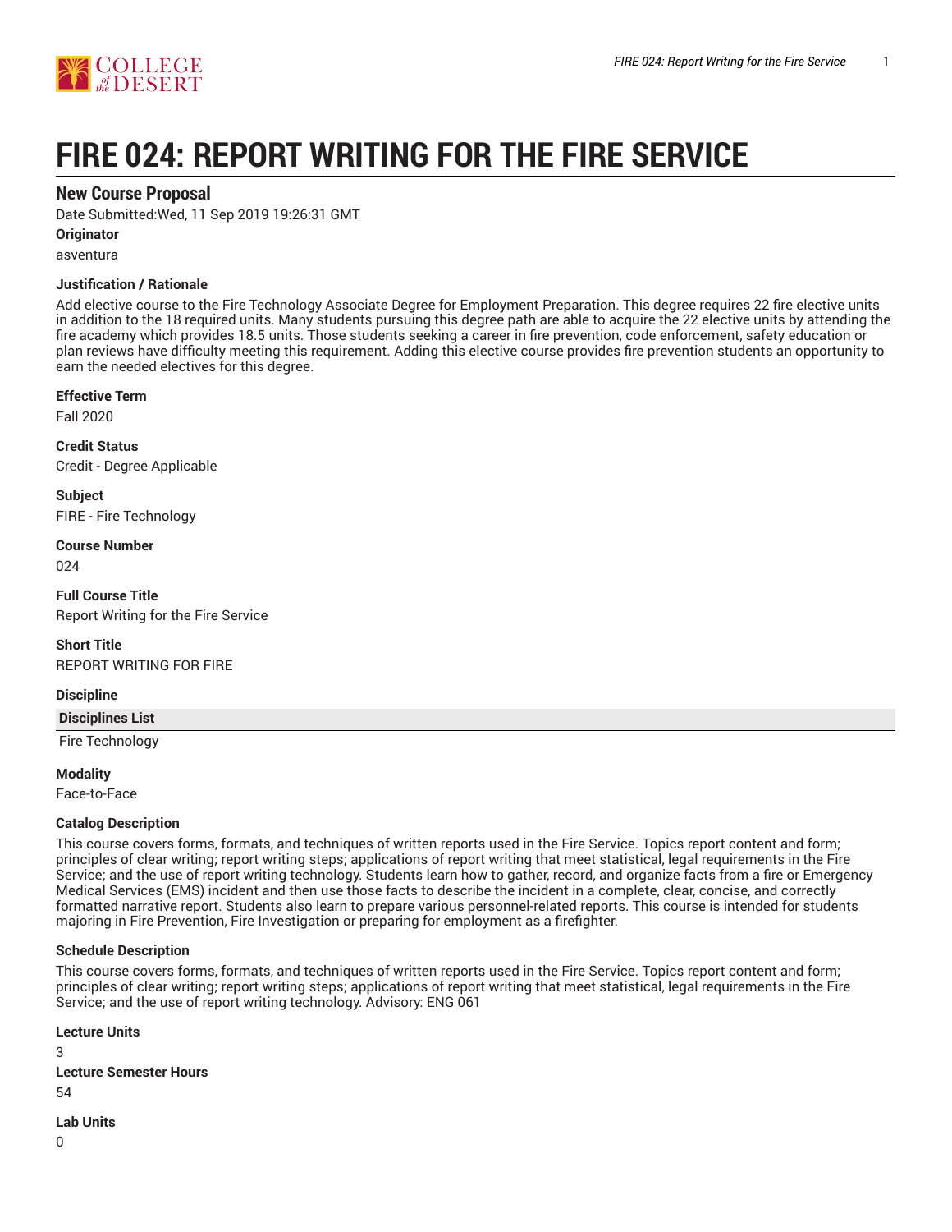# FIRE 024: REPORT WRITING FOR THE FIRE SERVICE

## New Course Proposal

Date Submitted:Wed, 11 Sep 2019 19:26:31 GMT

**Originator**

asventura

**Justification / Rationale**

Add elective course to the Fire Technology Associate Degree for Employment Preparation. This degree requires 22 fire elective units in addition to the 18 required units. Many students pursuing this degree path are able to acquire the 22 elective units by attending the fire academy which provides 18.5 units. Those students seeking a career in fire prevention, code enforcement, safety education or plan reviews have difficulty meeting this requirement. Adding this elective course provides fire prevention students an opportunity to earn the needed electives for this degree.

**Effective Term**

Fall 2020

**Credit Status**

Credit - Degree Applicable

**Subject**

FIRE - Fire Technology

**Course Number**

024

**Full Course Title**

Report Writing for the Fire Service

**Short Title**

REPORT WRITING FOR FIRE

**Discipline**

| Disciplines List |
|---|
| Fire Technology |

**Modality**

Face-to-Face

**Catalog Description**

This course covers forms, formats, and techniques of written reports used in the Fire Service. Topics report content and form; principles of clear writing; report writing steps; applications of report writing that meet statistical, legal requirements in the Fire Service; and the use of report writing technology. Students learn how to gather, record, and organize facts from a fire or Emergency Medical Services (EMS) incident and then use those facts to describe the incident in a complete, clear, concise, and correctly formatted narrative report. Students also learn to prepare various personnel-related reports. This course is intended for students majoring in Fire Prevention, Fire Investigation or preparing for employment as a firefighter.

**Schedule Description**

This course covers forms, formats, and techniques of written reports used in the Fire Service. Topics report content and form; principles of clear writing; report writing steps; applications of report writing that meet statistical, legal requirements in the Fire Service; and the use of report writing technology. Advisory: ENG 061

**Lecture Units**

3

**Lecture Semester Hours**

54

**Lab Units**

0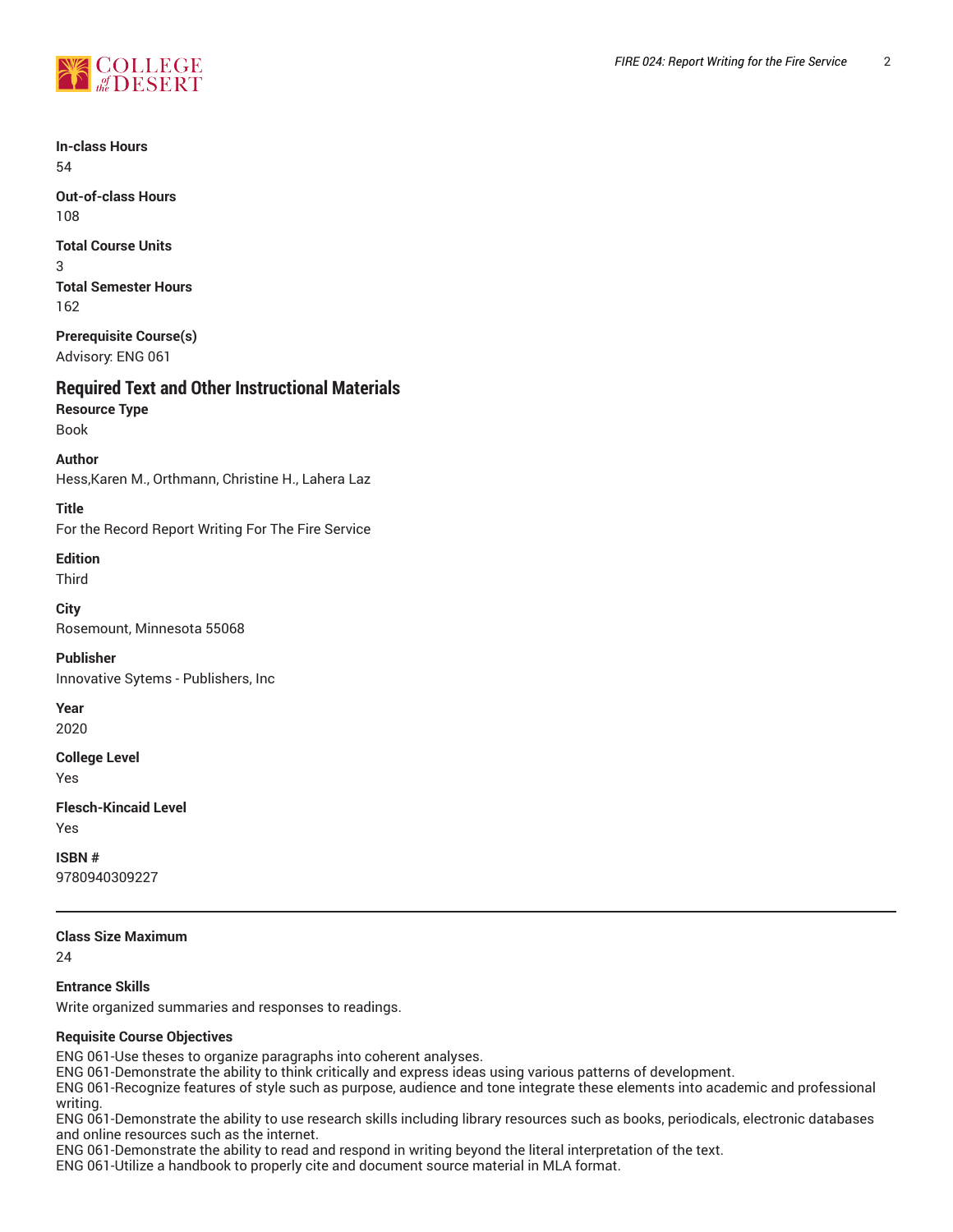**In-class Hours**
54

**Out-of-class Hours**
108

**Total Course Units**
3

**Total Semester Hours**
162

**Prerequisite Course(s)**
Advisory: ENG 061

## Required Text and Other Instructional Materials

**Resource Type**
Book

**Author**
Hess,Karen M., Orthmann, Christine H., Lahera Laz

**Title**
For the Record Report Writing For The Fire Service

**Edition**
Third

**City**
Rosemount, Minnesota 55068

**Publisher**
Innovative Sytems - Publishers, Inc

**Year**
2020

**College Level**
Yes

**Flesch-Kincaid Level**
Yes

**ISBN #**
9780940309227

---

**Class Size Maximum**
24

**Entrance Skills**
Write organized summaries and responses to readings.

**Requisite Course Objectives**
ENG 061-Use theses to organize paragraphs into coherent analyses.
ENG 061-Demonstrate the ability to think critically and express ideas using various patterns of development.
ENG 061-Recognize features of style such as purpose, audience and tone integrate these elements into academic and professional writing.
ENG 061-Demonstrate the ability to use research skills including library resources such as books, periodicals, electronic databases and online resources such as the internet.
ENG 061-Demonstrate the ability to read and respond in writing beyond the literal interpretation of the text.
ENG 061-Utilize a handbook to properly cite and document source material in MLA format.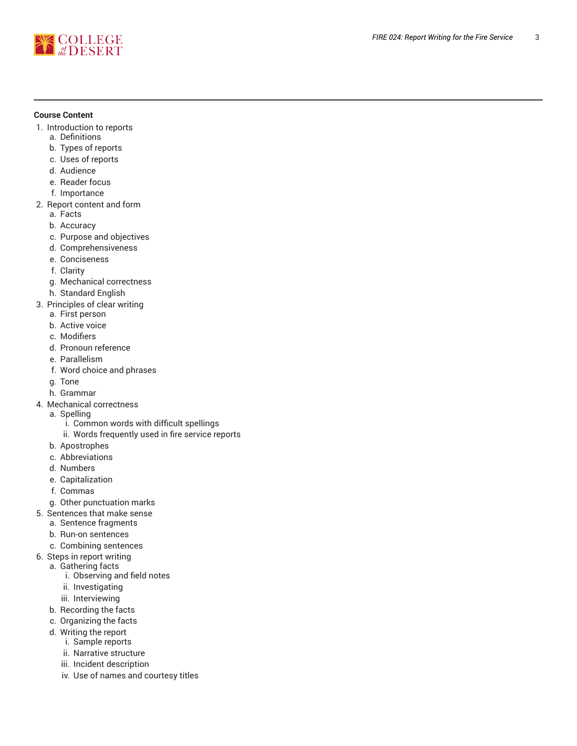**Course Content**

1. Introduction to reports
    a. Definitions
    b. Types of reports
    c. Uses of reports
    d. Audience
    e. Reader focus
    f. Importance
2. Report content and form
    a. Facts
    b. Accuracy
    c. Purpose and objectives
    d. Comprehensiveness
    e. Conciseness
    f. Clarity
    g. Mechanical correctness
    h. Standard English
3. Principles of clear writing
    a. First person
    b. Active voice
    c. Modifiers
    d. Pronoun reference
    e. Parallelism
    f. Word choice and phrases
    g. Tone
    h. Grammar
4. Mechanical correctness
    a. Spelling
        i. Common words with difficult spellings
        ii. Words frequently used in fire service reports
    b. Apostrophes
    c. Abbreviations
    d. Numbers
    e. Capitalization
    f. Commas
    g. Other punctuation marks
5. Sentences that make sense
    a. Sentence fragments
    b. Run-on sentences
    c. Combining sentences
6. Steps in report writing
    a. Gathering facts
        i. Observing and field notes
        ii. Investigating
        iii. Interviewing
    b. Recording the facts
    c. Organizing the facts
    d. Writing the report
        i. Sample reports
        ii. Narrative structure
        iii. Incident description
        iv. Use of names and courtesy titles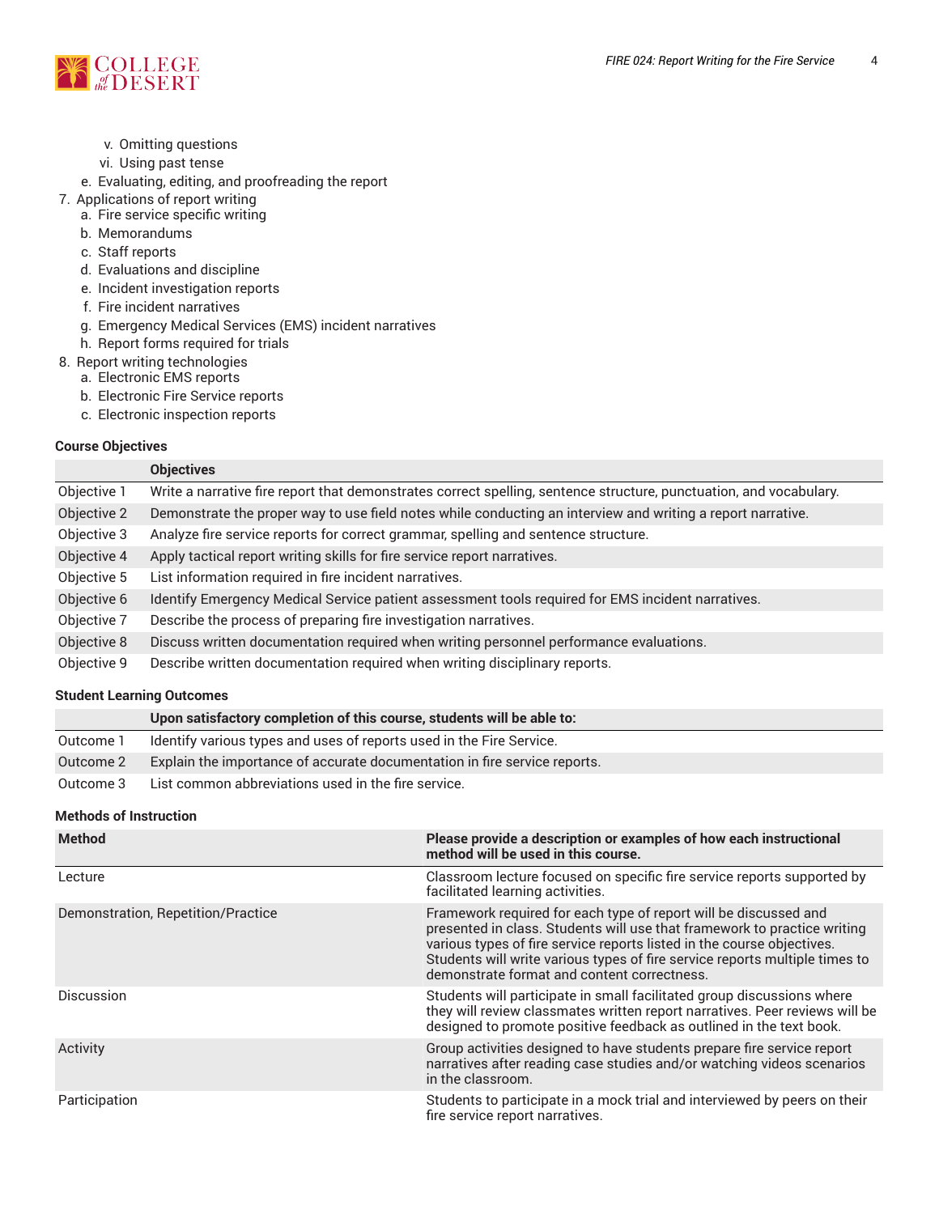v. Omitting questions
            vi. Using past tense
    e. Evaluating, editing, and proofreading the report
7. Applications of report writing
    a. Fire service specific writing
    b. Memorandums
    c. Staff reports
    d. Evaluations and discipline
    e. Incident investigation reports
    f. Fire incident narratives
    g. Emergency Medical Services (EMS) incident narratives
    h. Report forms required for trials
8. Report writing technologies
    a. Electronic EMS reports
    b. Electronic Fire Service reports
    c. Electronic inspection reports

### Course Objectives

| | Objectives |
|---|---|
| Objective 1 | Write a narrative fire report that demonstrates correct spelling, sentence structure, punctuation, and vocabulary. |
| Objective 2 | Demonstrate the proper way to use field notes while conducting an interview and writing a report narrative. |
| Objective 3 | Analyze fire service reports for correct grammar, spelling and sentence structure. |
| Objective 4 | Apply tactical report writing skills for fire service report narratives. |
| Objective 5 | List information required in fire incident narratives. |
| Objective 6 | Identify Emergency Medical Service patient assessment tools required for EMS incident narratives. |
| Objective 7 | Describe the process of preparing fire investigation narratives. |
| Objective 8 | Discuss written documentation required when writing personnel performance evaluations. |
| Objective 9 | Describe written documentation required when writing disciplinary reports. |

### Student Learning Outcomes

| | Upon satisfactory completion of this course, students will be able to: |
|---|---|
| Outcome 1 | Identify various types and uses of reports used in the Fire Service. |
| Outcome 2 | Explain the importance of accurate documentation in fire service reports. |
| Outcome 3 | List common abbreviations used in the fire service. |

### Methods of Instruction

| Method | Please provide a description or examples of how each instructional method will be used in this course. |
|---|---|
| Lecture | Classroom lecture focused on specific fire service reports supported by facilitated learning activities. |
| Demonstration, Repetition/Practice | Framework required for each type of report will be discussed and presented in class. Students will use that framework to practice writing various types of fire service reports listed in the course objectives. Students will write various types of fire service reports multiple times to demonstrate format and content correctness. |
| Discussion | Students will participate in small facilitated group discussions where they will review classmates written report narratives. Peer reviews will be designed to promote positive feedback as outlined in the text book. |
| Activity | Group activities designed to have students prepare fire service report narratives after reading case studies and/or watching videos scenarios in the classroom. |
| Participation | Students to participate in a mock trial and interviewed by peers on their fire service report narratives. |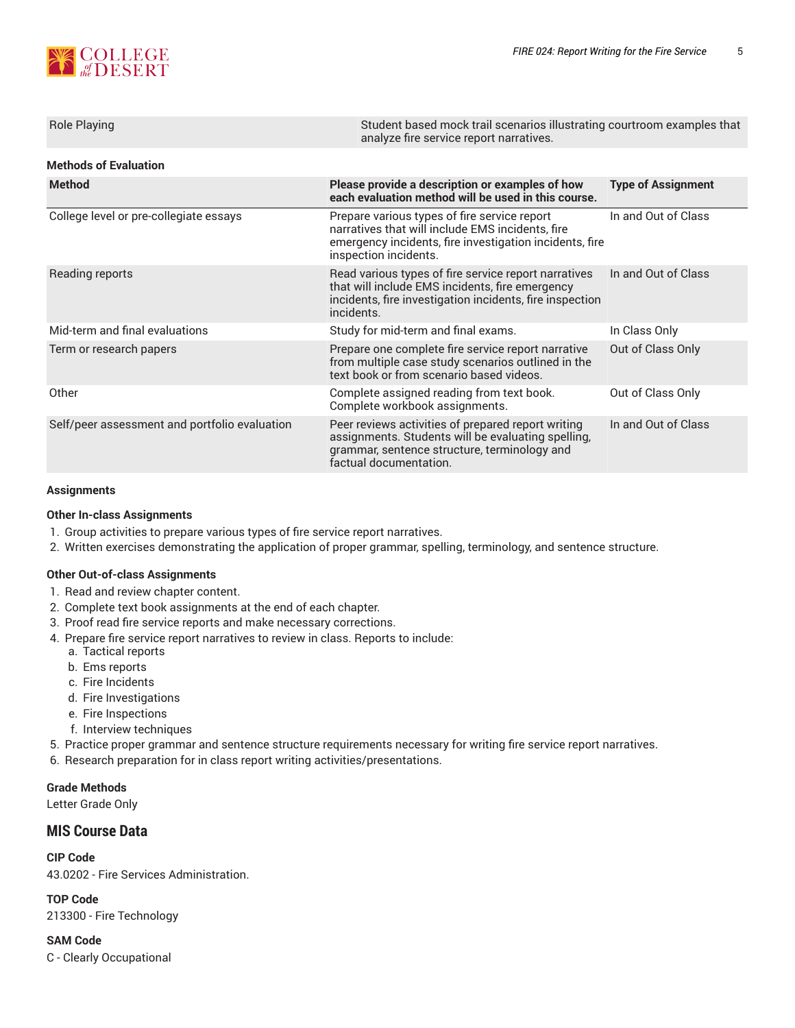| Role Playing | Student based mock trail scenarios illustrating courtroom examples that analyze fire service report narratives. |
|---|---|

**Methods of Evaluation**

| Method | Please provide a description or examples of how each evaluation method will be used in this course. | Type of Assignment |
|---|---|---|
| College level or pre-collegiate essays | Prepare various types of fire service report narratives that will include EMS incidents, fire emergency incidents, fire investigation incidents, fire inspection incidents. | In and Out of Class |
| Reading reports | Read various types of fire service report narratives that will include EMS incidents, fire emergency incidents, fire investigation incidents, fire inspection incidents. | In and Out of Class |
| Mid-term and final evaluations | Study for mid-term and final exams. | In Class Only |
| Term or research papers | Prepare one complete fire service report narrative from multiple case study scenarios outlined in the text book or from scenario based videos. | Out of Class Only |
| Other | Complete assigned reading from text book. Complete workbook assignments. | Out of Class Only |
| Self/peer assessment and portfolio evaluation | Peer reviews activities of prepared report writing assignments. Students will be evaluating spelling, grammar, sentence structure, terminology and factual documentation. | In and Out of Class |

**Assignments**

**Other In-class Assignments**

1. Group activities to prepare various types of fire service report narratives.
2. Written exercises demonstrating the application of proper grammar, spelling, terminology, and sentence structure.

**Other Out-of-class Assignments**

1. Read and review chapter content.
2. Complete text book assignments at the end of each chapter.
3. Proof read fire service reports and make necessary corrections.
4. Prepare fire service report narratives to review in class. Reports to include:
   a. Tactical reports
   b. Ems reports
   c. Fire Incidents
   d. Fire Investigations
   e. Fire Inspections
   f. Interview techniques
5. Practice proper grammar and sentence structure requirements necessary for writing fire service report narratives.
6. Research preparation for in class report writing activities/presentations.

**Grade Methods**

Letter Grade Only

## MIS Course Data

**CIP Code**

43.0202 - Fire Services Administration.

**TOP Code**

213300 - Fire Technology

**SAM Code**

C - Clearly Occupational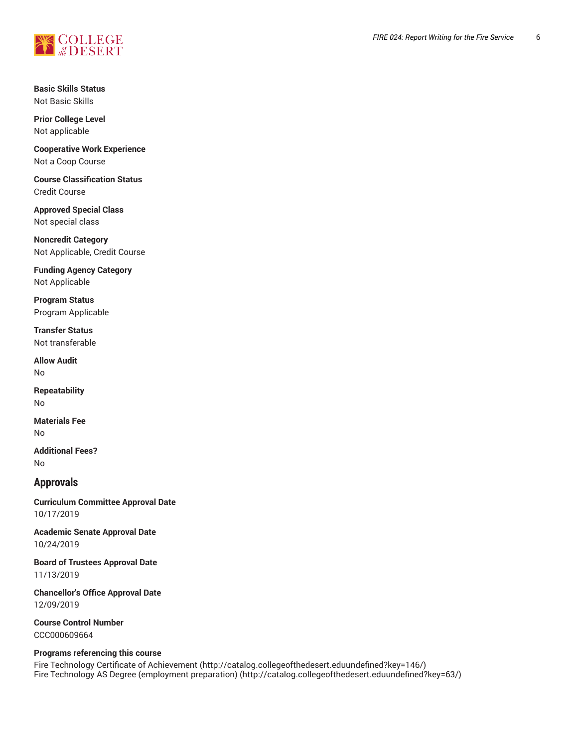**Basic Skills Status**
Not Basic Skills

**Prior College Level**
Not applicable

**Cooperative Work Experience**
Not a Coop Course

**Course Classification Status**
Credit Course

**Approved Special Class**
Not special class

**Noncredit Category**
Not Applicable, Credit Course

**Funding Agency Category**
Not Applicable

**Program Status**
Program Applicable

**Transfer Status**
Not transferable

**Allow Audit**
No

**Repeatability**
No

**Materials Fee**
No

**Additional Fees?**
No

## Approvals

**Curriculum Committee Approval Date**
10/17/2019

**Academic Senate Approval Date**
10/24/2019

**Board of Trustees Approval Date**
11/13/2019

**Chancellor's Office Approval Date**
12/09/2019

**Course Control Number**
CCC000609664

**Programs referencing this course**
Fire Technology Certificate of Achievement (http://catalog.collegeofthedesert.eduundefined?key=146/)
Fire Technology AS Degree (employment preparation) (http://catalog.collegeofthedesert.eduundefined?key=63/)